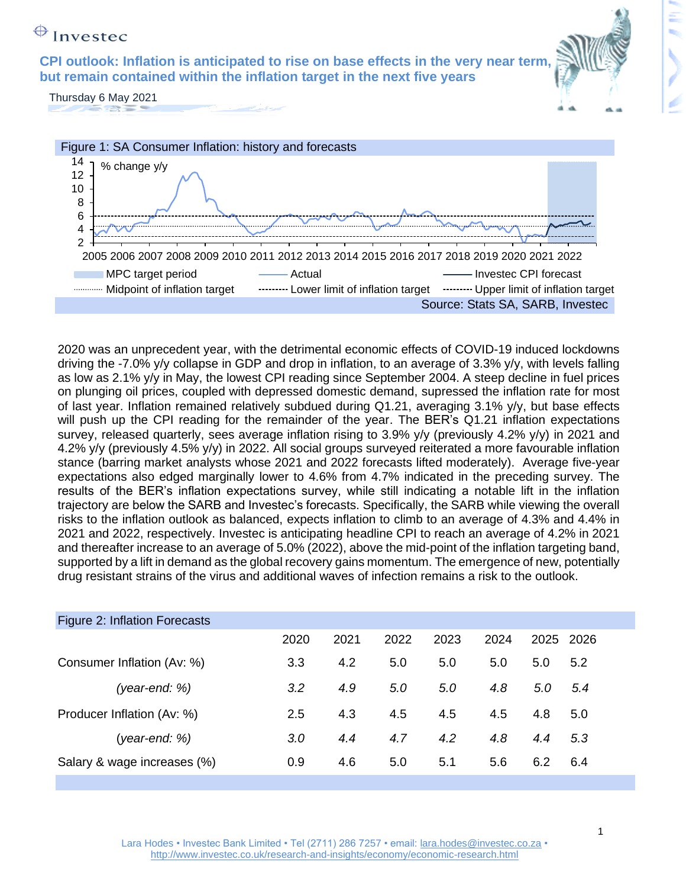Investec

# CPI outlook: Inflation is anticipated to rise on base effects in the very near term, but remain contained within the inflation target in the next five years

Thursday 6 May 2021

Figure 1: SA Consumer Inflation: history and forecasts

Source: Stats SA, SARB, Investec

2020 was an unprecedent year, with the detrimental economic effects of COVID-19 induced lockdowns driving the -7.0% y/y collapse in GDP and drop in inflation, to an average of 3.3% y/y, with levels falling as low as 2.1% y/y in May, the lowest CPI reading since September 2004. A steep decline in fuel prices on plunging oil prices, coupled with depressed domestic demand, supressed the inflation rate for most of last year. Inflation remained relatively subdued during Q1.21, averaging 3.1% y/y, but base effects will push up the CPI reading for the remainder of the year. The BER's Q1.21 inflation expectations survey, released quarterly, sees average inflation rising to 3.9% y/y (previously 4.2% y/y) in 2021 and 4.2% y/y (previously 4.5% y/y) in 2022. All social groups surveyed reiterated a more favourable inflation stance (barring market analysts whose 2021 and 2022 forecasts lifted moderately). Average five-year expectations also edged marginally lower to 4.6% from 4.7% indicated in the preceding survey. The results of the BER's inflation expectations survey, while still indicating a notable lift in the inflation trajectory are below the SARB and Investec's forecasts. Specifically, the SARB while viewing the overall risks to the inflation outlook as balanced, expects inflation to climb to an average of 4.3% and 4.4% in 2021 and 2022, respectively. Investec is anticipating headline CPI to reach an average of 4.2% in 2021 and thereafter increase to an average of 5.0% (2022), above the mid-point of the inflation targeting band, supported by a lift in demand as the global recovery gains momentum. The emergence of new, potentially drug resistant strains of the virus and additional waves of infection remains a risk to the outlook.

Figure 2: Inflation Forecasts

| | 2020 | 2021 | 2022 | 2023 | 2024 | 2025 | 2026 |
|---|---|---|---|---|---|---|---|
| Consumer Inflation (Av: %) | 3.3 | 4.2 | 5.0 | 5.0 | 5.0 | 5.0 | 5.2 |
| *(year-end: %)* | *3.2* | *4.9* | *5.0* | *5.0* | *4.8* | *5.0* | *5.4* |
| Producer Inflation (Av: %) | 2.5 | 4.3 | 4.5 | 4.5 | 4.5 | 4.8 | 5.0 |
| *(year-end: %)* | *3.0* | *4.4* | *4.7* | *4.2* | *4.8* | *4.4* | *5.3* |
| Salary & wage increases (%) | 0.9 | 4.6 | 5.0 | 5.1 | 5.6 | 6.2 | 6.4 |

Lara Hodes • Investec Bank Limited • Tel (2711) 286 7257 • email: lara.hodes@investec.co.za • http://www.investec.co.uk/research-and-insights/economy/economic-research.html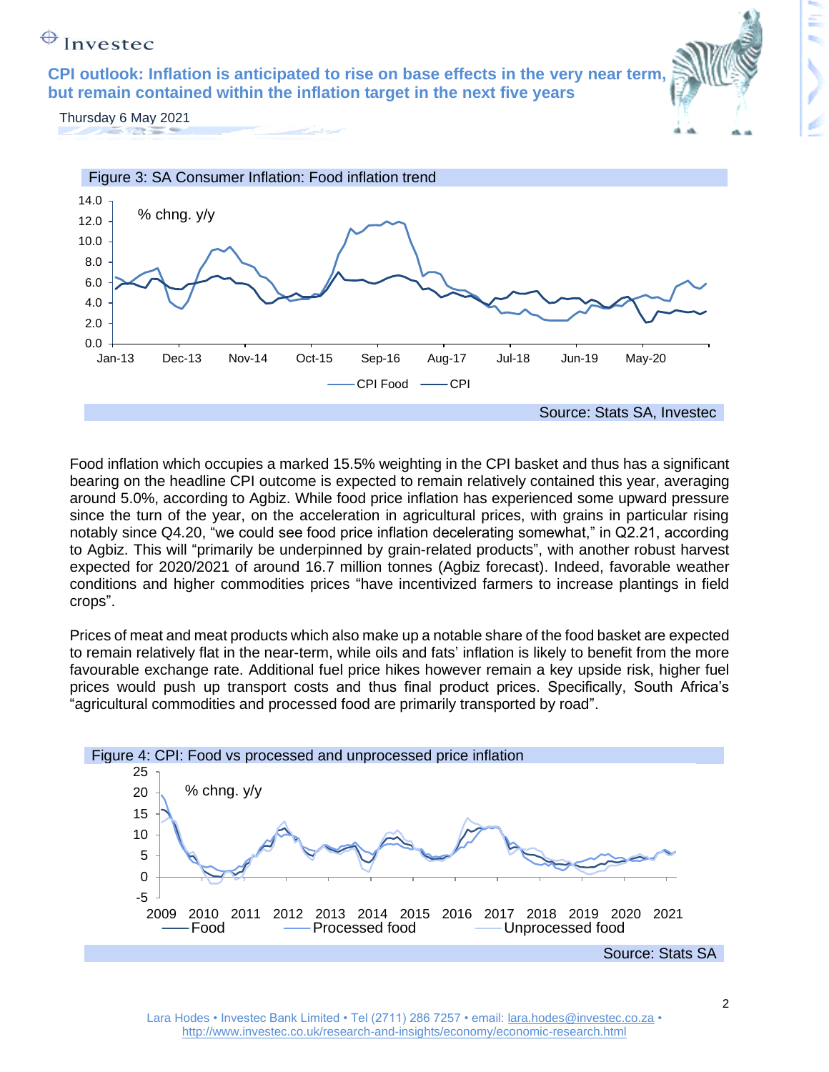Figure 3: SA Consumer Inflation: Food inflation trend

Source: Stats SA, Investec

Food inflation which occupies a marked 15.5% weighting in the CPI basket and thus has a significant bearing on the headline CPI outcome is expected to remain relatively contained this year, averaging around 5.0%, according to Agbiz. While food price inflation has experienced some upward pressure since the turn of the year, on the acceleration in agricultural prices, with grains in particular rising notably since Q4.20, "we could see food price inflation decelerating somewhat," in Q2.21, according to Agbiz. This will "primarily be underpinned by grain-related products", with another robust harvest expected for 2020/2021 of around 16.7 million tonnes (Agbiz forecast). Indeed, favorable weather conditions and higher commodities prices "have incentivized farmers to increase plantings in field crops".

Prices of meat and meat products which also make up a notable share of the food basket are expected to remain relatively flat in the near-term, while oils and fats' inflation is likely to benefit from the more favourable exchange rate. Additional fuel price hikes however remain a key upside risk, higher fuel prices would push up transport costs and thus final product prices. Specifically, South Africa's "agricultural commodities and processed food are primarily transported by road".

Figure 4: CPI: Food vs processed and unprocessed price inflation

Source: Stats SA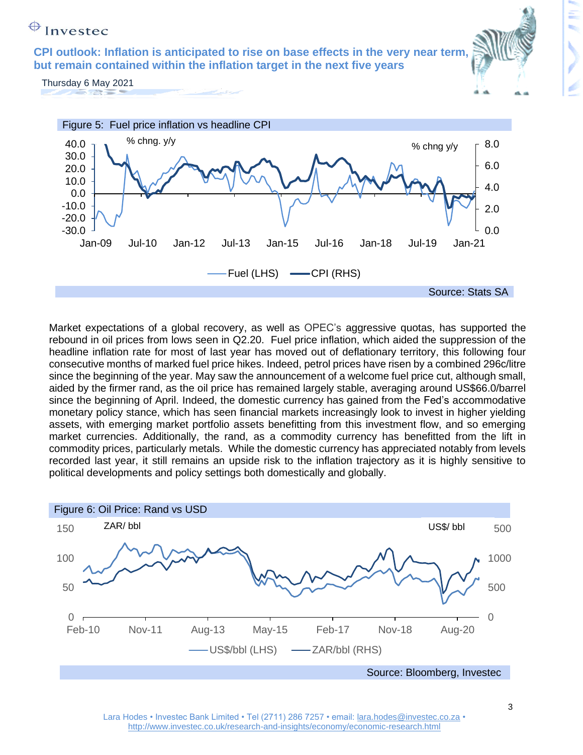Figure 5: Fuel price inflation vs headline CPI

Source: Stats SA

Market expectations of a global recovery, as well as OPEC's aggressive quotas, has supported the rebound in oil prices from lows seen in Q2.20. Fuel price inflation, which aided the suppression of the headline inflation rate for most of last year has moved out of deflationary territory, this following four consecutive months of marked fuel price hikes. Indeed, petrol prices have risen by a combined 296c/litre since the beginning of the year. May saw the announcement of a welcome fuel price cut, although small, aided by the firmer rand, as the oil price has remained largely stable, averaging around US$66.0/barrel since the beginning of April. Indeed, the domestic currency has gained from the Fed's accommodative monetary policy stance, which has seen financial markets increasingly look to invest in higher yielding assets, with emerging market portfolio assets benefitting from this investment flow, and so emerging market currencies. Additionally, the rand, as a commodity currency has benefitted from the lift in commodity prices, particularly metals. While the domestic currency has appreciated notably from levels recorded last year, it still remains an upside risk to the inflation trajectory as it is highly sensitive to political developments and policy settings both domestically and globally.

Figure 6: Oil Price: Rand vs USD

Source: Bloomberg, Investec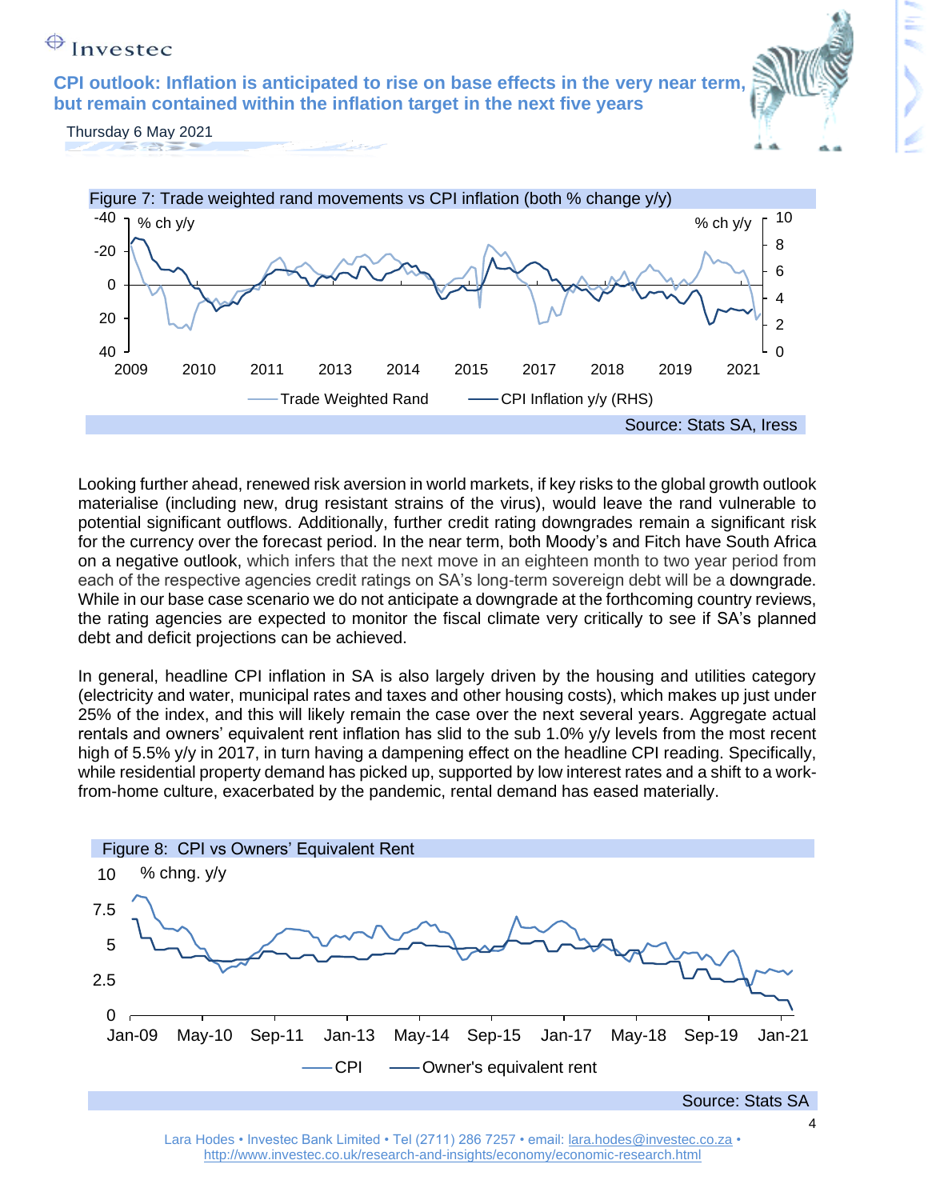Figure 7: Trade weighted rand movements vs CPI inflation (both % change y/y)

Source: Stats SA, Iress

Looking further ahead, renewed risk aversion in world markets, if key risks to the global growth outlook materialise (including new, drug resistant strains of the virus), would leave the rand vulnerable to potential significant outflows. Additionally, further credit rating downgrades remain a significant risk for the currency over the forecast period. In the near term, both Moody's and Fitch have South Africa on a negative outlook, which infers that the next move in an eighteen month to two year period from each of the respective agencies credit ratings on SA's long-term sovereign debt will be a downgrade. While in our base case scenario we do not anticipate a downgrade at the forthcoming country reviews, the rating agencies are expected to monitor the fiscal climate very critically to see if SA's planned debt and deficit projections can be achieved.

In general, headline CPI inflation in SA is also largely driven by the housing and utilities category (electricity and water, municipal rates and taxes and other housing costs), which makes up just under 25% of the index, and this will likely remain the case over the next several years. Aggregate actual rentals and owners' equivalent rent inflation has slid to the sub 1.0% y/y levels from the most recent high of 5.5% y/y in 2017, in turn having a dampening effect on the headline CPI reading. Specifically, while residential property demand has picked up, supported by low interest rates and a shift to a work-from-home culture, exacerbated by the pandemic, rental demand has eased materially.

Figure 8: CPI vs Owners' Equivalent Rent

Source: Stats SA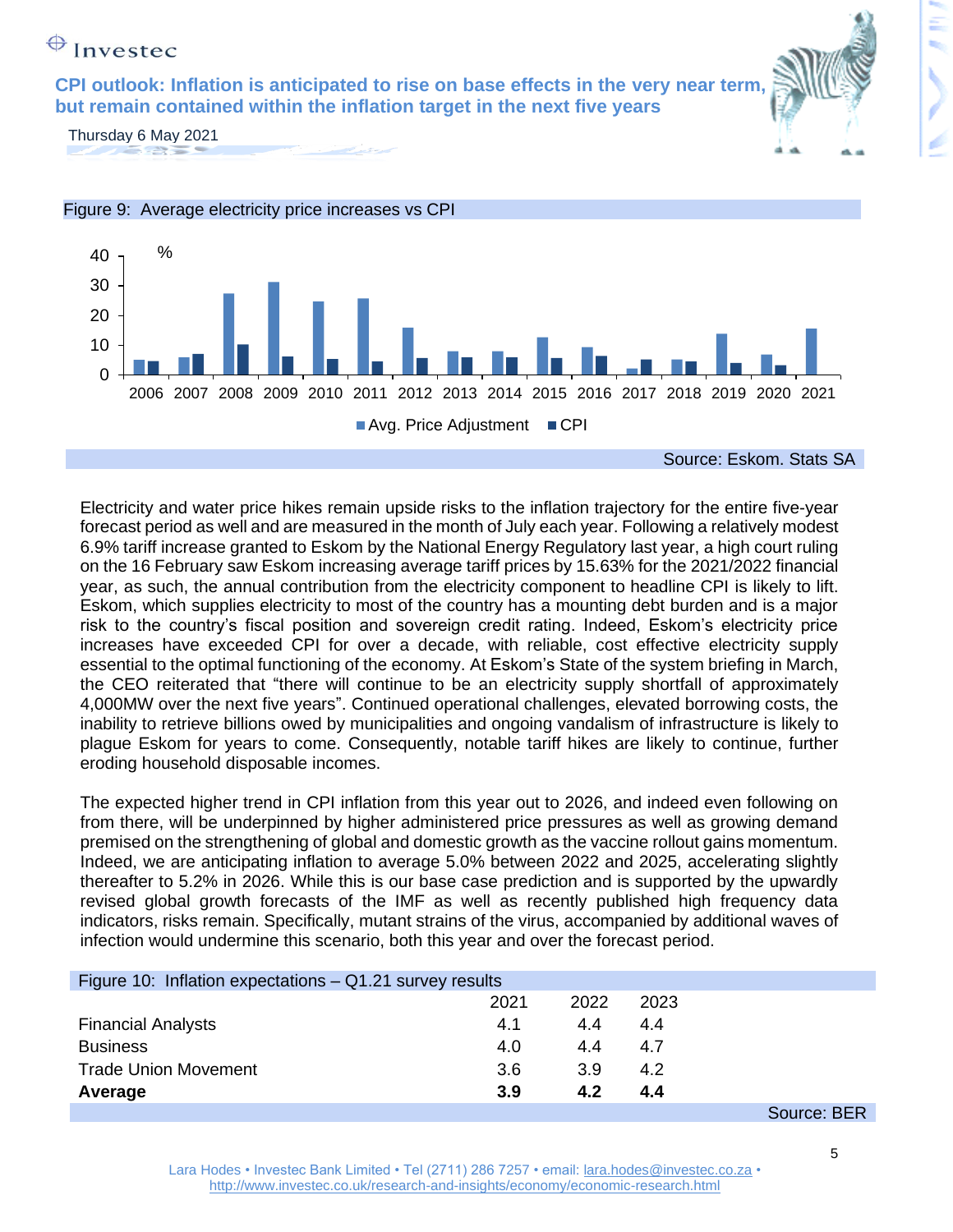Figure 9: Average electricity price increases vs CPI

Source: Eskom. Stats SA

Electricity and water price hikes remain upside risks to the inflation trajectory for the entire five-year forecast period as well and are measured in the month of July each year. Following a relatively modest 6.9% tariff increase granted to Eskom by the National Energy Regulatory last year, a high court ruling on the 16 February saw Eskom increasing average tariff prices by 15.63% for the 2021/2022 financial year, as such, the annual contribution from the electricity component to headline CPI is likely to lift. Eskom, which supplies electricity to most of the country has a mounting debt burden and is a major risk to the country's fiscal position and sovereign credit rating. Indeed, Eskom's electricity price increases have exceeded CPI for over a decade, with reliable, cost effective electricity supply essential to the optimal functioning of the economy. At Eskom's State of the system briefing in March, the CEO reiterated that "there will continue to be an electricity supply shortfall of approximately 4,000MW over the next five years". Continued operational challenges, elevated borrowing costs, the inability to retrieve billions owed by municipalities and ongoing vandalism of infrastructure is likely to plague Eskom for years to come. Consequently, notable tariff hikes are likely to continue, further eroding household disposable incomes.

The expected higher trend in CPI inflation from this year out to 2026, and indeed even following on from there, will be underpinned by higher administered price pressures as well as growing demand premised on the strengthening of global and domestic growth as the vaccine rollout gains momentum. Indeed, we are anticipating inflation to average 5.0% between 2022 and 2025, accelerating slightly thereafter to 5.2% in 2026. While this is our base case prediction and is supported by the upwardly revised global growth forecasts of the IMF as well as recently published high frequency data indicators, risks remain. Specifically, mutant strains of the virus, accompanied by additional waves of infection would undermine this scenario, both this year and over the forecast period.

Figure 10: Inflation expectations – Q1.21 survey results

| | 2021 | 2022 | 2023 |
|---|---|---|---|
| Financial Analysts | 4.1 | 4.4 | 4.4 |
| Business | 4.0 | 4.4 | 4.7 |
| Trade Union Movement | 3.6 | 3.9 | 4.2 |
| **Average** | **3.9** | **4.2** | **4.4** |

Source: BER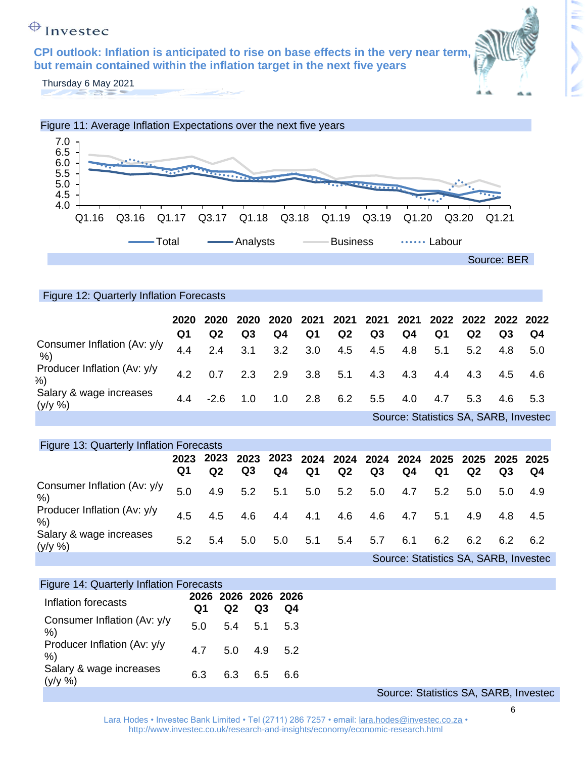**CPI outlook: Inflation is anticipated to rise on base effects in the very near term, but remain contained within the inflation target in the next five years**

Thursday 6 May 2021

Figure 11: Average Inflation Expectations over the next five years

Total — Analysts — Business — Labour

Source: BER

Figure 12: Quarterly Inflation Forecasts

| | 2020 Q1 | 2020 Q2 | 2020 Q3 | 2020 Q4 | 2021 Q1 | 2021 Q2 | 2021 Q3 | 2021 Q4 | 2022 Q1 | 2022 Q2 | 2022 Q3 | 2022 Q4 |
|---|---|---|---|---|---|---|---|---|---|---|---|---|
| Consumer Inflation (Av: y/y %) | 4.4 | 2.4 | 3.1 | 3.2 | 3.0 | 4.5 | 4.5 | 4.8 | 5.1 | 5.2 | 4.8 | 5.0 |
| Producer Inflation (Av: y/y %) | 4.2 | 0.7 | 2.3 | 2.9 | 3.8 | 5.1 | 4.3 | 4.3 | 4.4 | 4.3 | 4.5 | 4.6 |
| Salary & wage increases (y/y %) | 4.4 | -2.6 | 1.0 | 1.0 | 2.8 | 6.2 | 5.5 | 4.0 | 4.7 | 5.3 | 4.6 | 5.3 |

Source: Statistics SA, SARB, Investec

Figure 13: Quarterly Inflation Forecasts

| | 2023 Q1 | 2023 Q2 | 2023 Q3 | 2023 Q4 | 2024 Q1 | 2024 Q2 | 2024 Q3 | 2024 Q4 | 2025 Q1 | 2025 Q2 | 2025 Q3 | 2025 Q4 |
|---|---|---|---|---|---|---|---|---|---|---|---|---|
| Consumer Inflation (Av: y/y %) | 5.0 | 4.9 | 5.2 | 5.1 | 5.0 | 5.2 | 5.0 | 4.7 | 5.2 | 5.0 | 5.0 | 4.9 |
| Producer Inflation (Av: y/y %) | 4.5 | 4.5 | 4.6 | 4.4 | 4.1 | 4.6 | 4.6 | 4.7 | 5.1 | 4.9 | 4.8 | 4.5 |
| Salary & wage increases (y/y %) | 5.2 | 5.4 | 5.0 | 5.0 | 5.1 | 5.4 | 5.7 | 6.1 | 6.2 | 6.2 | 6.2 | 6.2 |

Source: Statistics SA, SARB, Investec

Figure 14: Quarterly Inflation Forecasts

| Inflation forecasts | 2026 Q1 | 2026 Q2 | 2026 Q3 | 2026 Q4 |
|---|---|---|---|---|
| Consumer Inflation (Av: y/y %) | 5.0 | 5.4 | 5.1 | 5.3 |
| Producer Inflation (Av: y/y %) | 4.7 | 5.0 | 4.9 | 5.2 |
| Salary & wage increases (y/y %) | 6.3 | 6.3 | 6.5 | 6.6 |

Source: Statistics SA, SARB, Investec

Lara Hodes • Investec Bank Limited • Tel (2711) 286 7257 • email: lara.hodes@investec.co.za • http://www.investec.co.uk/research-and-insights/economy/economic-research.html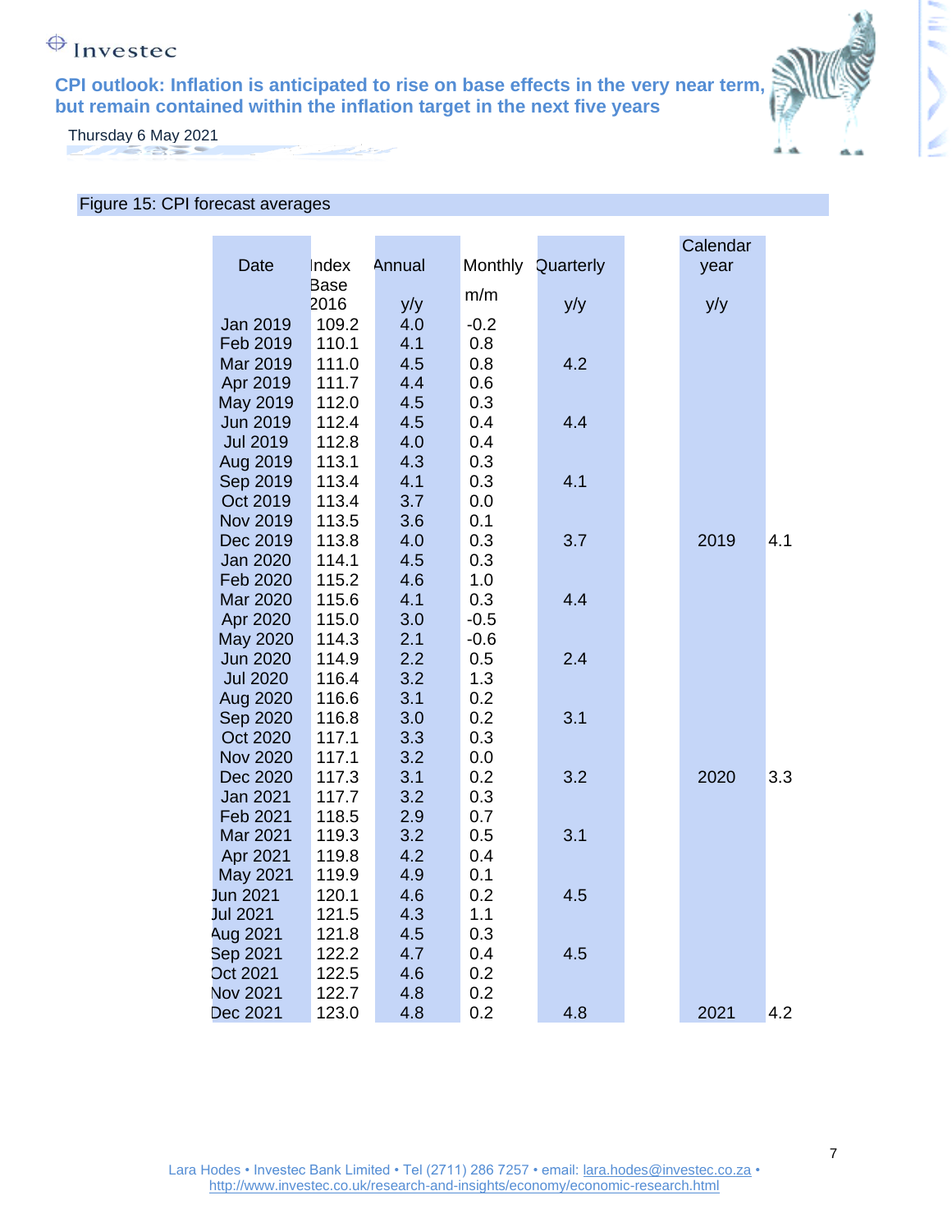# CPI outlook: Inflation is anticipated to rise on base effects in the very near term, but remain contained within the inflation target in the next five years

Thursday 6 May 2021

Figure 15: CPI forecast averages

| Date | Index Base 2016 | Annual y/y | Monthly m/m | Quarterly y/y | Calendar year y/y | |
|---|---|---|---|---|---|---|
| Jan 2019 | 109.2 | 4.0 | -0.2 | | | |
| Feb 2019 | 110.1 | 4.1 | 0.8 | | | |
| Mar 2019 | 111.0 | 4.5 | 0.8 | 4.2 | | |
| Apr 2019 | 111.7 | 4.4 | 0.6 | | | |
| May 2019 | 112.0 | 4.5 | 0.3 | | | |
| Jun 2019 | 112.4 | 4.5 | 0.4 | 4.4 | | |
| Jul 2019 | 112.8 | 4.0 | 0.4 | | | |
| Aug 2019 | 113.1 | 4.3 | 0.3 | | | |
| Sep 2019 | 113.4 | 4.1 | 0.3 | 4.1 | | |
| Oct 2019 | 113.4 | 3.7 | 0.0 | | | |
| Nov 2019 | 113.5 | 3.6 | 0.1 | | | |
| Dec 2019 | 113.8 | 4.0 | 0.3 | 3.7 | 2019 | 4.1 |
| Jan 2020 | 114.1 | 4.5 | 0.3 | | | |
| Feb 2020 | 115.2 | 4.6 | 1.0 | | | |
| Mar 2020 | 115.6 | 4.1 | 0.3 | 4.4 | | |
| Apr 2020 | 115.0 | 3.0 | -0.5 | | | |
| May 2020 | 114.3 | 2.1 | -0.6 | | | |
| Jun 2020 | 114.9 | 2.2 | 0.5 | 2.4 | | |
| Jul 2020 | 116.4 | 3.2 | 1.3 | | | |
| Aug 2020 | 116.6 | 3.1 | 0.2 | | | |
| Sep 2020 | 116.8 | 3.0 | 0.2 | 3.1 | | |
| Oct 2020 | 117.1 | 3.3 | 0.3 | | | |
| Nov 2020 | 117.1 | 3.2 | 0.0 | | | |
| Dec 2020 | 117.3 | 3.1 | 0.2 | 3.2 | 2020 | 3.3 |
| Jan 2021 | 117.7 | 3.2 | 0.3 | | | |
| Feb 2021 | 118.5 | 2.9 | 0.7 | | | |
| Mar 2021 | 119.3 | 3.2 | 0.5 | 3.1 | | |
| Apr 2021 | 119.8 | 4.2 | 0.4 | | | |
| May 2021 | 119.9 | 4.9 | 0.1 | | | |
| Jun 2021 | 120.1 | 4.6 | 0.2 | 4.5 | | |
| Jul 2021 | 121.5 | 4.3 | 1.1 | | | |
| Aug 2021 | 121.8 | 4.5 | 0.3 | | | |
| Sep 2021 | 122.2 | 4.7 | 0.4 | 4.5 | | |
| Oct 2021 | 122.5 | 4.6 | 0.2 | | | |
| Nov 2021 | 122.7 | 4.8 | 0.2 | | | |
| Dec 2021 | 123.0 | 4.8 | 0.2 | 4.8 | 2021 | 4.2 |

Lara Hodes • Investec Bank Limited • Tel (2711) 286 7257 • email: lara.hodes@investec.co.za • http://www.investec.co.uk/research-and-insights/economy/economic-research.html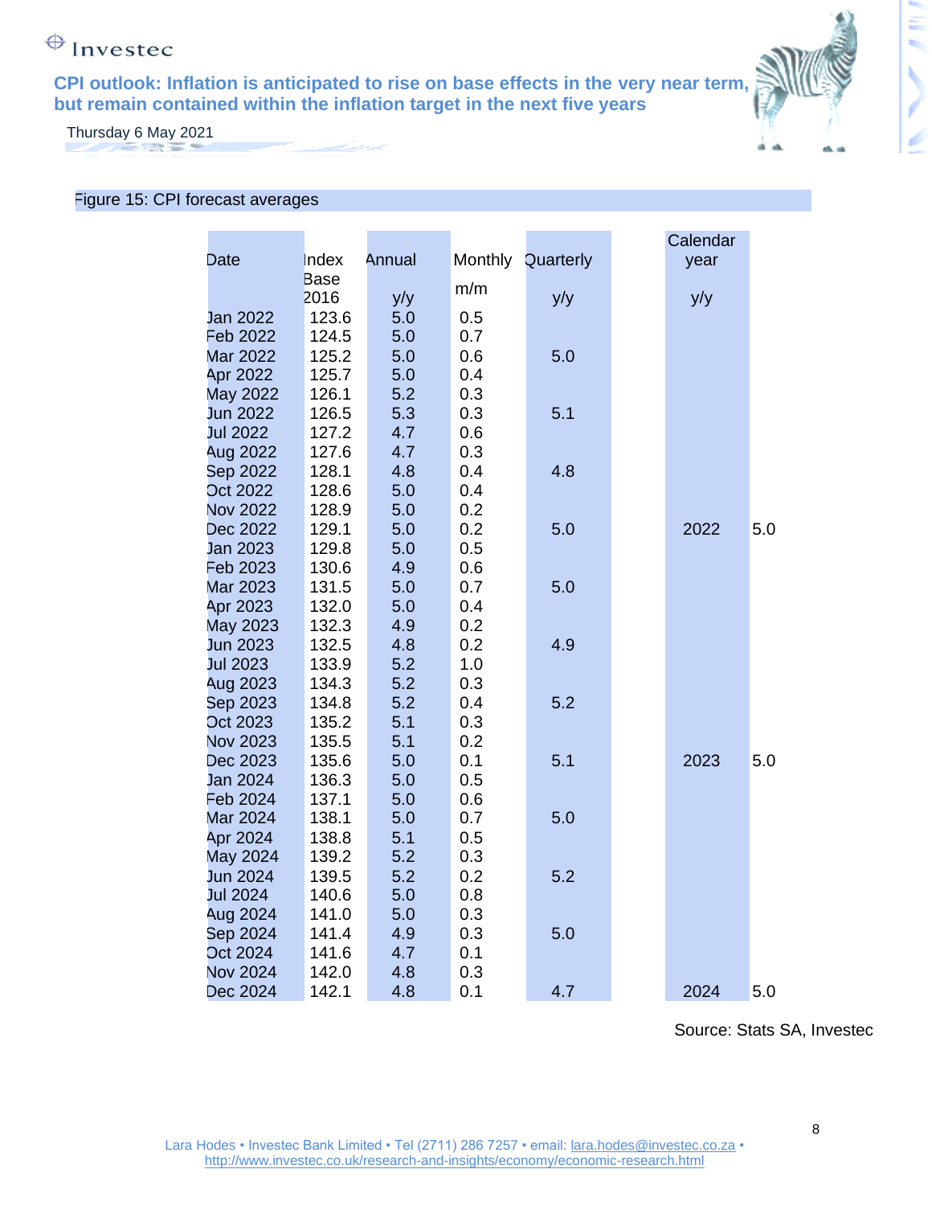# CPI outlook: Inflation is anticipated to rise on base effects in the very near term, but remain contained within the inflation target in the next five years

Thursday 6 May 2021

Figure 15: CPI forecast averages

| Date | Index Base 2016 | Annual y/y | Monthly m/m | Quarterly y/y | Calendar year y/y | |
|---|---|---|---|---|---|---|
| Jan 2022 | 123.6 | 5.0 | 0.5 | | | |
| Feb 2022 | 124.5 | 5.0 | 0.7 | | | |
| Mar 2022 | 125.2 | 5.0 | 0.6 | 5.0 | | |
| Apr 2022 | 125.7 | 5.0 | 0.4 | | | |
| May 2022 | 126.1 | 5.2 | 0.3 | | | |
| Jun 2022 | 126.5 | 5.3 | 0.3 | 5.1 | | |
| Jul 2022 | 127.2 | 4.7 | 0.6 | | | |
| Aug 2022 | 127.6 | 4.7 | 0.3 | | | |
| Sep 2022 | 128.1 | 4.8 | 0.4 | 4.8 | | |
| Oct 2022 | 128.6 | 5.0 | 0.4 | | | |
| Nov 2022 | 128.9 | 5.0 | 0.2 | | | |
| Dec 2022 | 129.1 | 5.0 | 0.2 | 5.0 | 2022 | 5.0 |
| Jan 2023 | 129.8 | 5.0 | 0.5 | | | |
| Feb 2023 | 130.6 | 4.9 | 0.6 | | | |
| Mar 2023 | 131.5 | 5.0 | 0.7 | 5.0 | | |
| Apr 2023 | 132.0 | 5.0 | 0.4 | | | |
| May 2023 | 132.3 | 4.9 | 0.2 | | | |
| Jun 2023 | 132.5 | 4.8 | 0.2 | 4.9 | | |
| Jul 2023 | 133.9 | 5.2 | 1.0 | | | |
| Aug 2023 | 134.3 | 5.2 | 0.3 | | | |
| Sep 2023 | 134.8 | 5.2 | 0.4 | 5.2 | | |
| Oct 2023 | 135.2 | 5.1 | 0.3 | | | |
| Nov 2023 | 135.5 | 5.1 | 0.2 | | | |
| Dec 2023 | 135.6 | 5.0 | 0.1 | 5.1 | 2023 | 5.0 |
| Jan 2024 | 136.3 | 5.0 | 0.5 | | | |
| Feb 2024 | 137.1 | 5.0 | 0.6 | | | |
| Mar 2024 | 138.1 | 5.0 | 0.7 | 5.0 | | |
| Apr 2024 | 138.8 | 5.1 | 0.5 | | | |
| May 2024 | 139.2 | 5.2 | 0.3 | | | |
| Jun 2024 | 139.5 | 5.2 | 0.2 | 5.2 | | |
| Jul 2024 | 140.6 | 5.0 | 0.8 | | | |
| Aug 2024 | 141.0 | 5.0 | 0.3 | | | |
| Sep 2024 | 141.4 | 4.9 | 0.3 | 5.0 | | |
| Oct 2024 | 141.6 | 4.7 | 0.1 | | | |
| Nov 2024 | 142.0 | 4.8 | 0.3 | | | |
| Dec 2024 | 142.1 | 4.8 | 0.1 | 4.7 | 2024 | 5.0 |

Source: Stats SA, Investec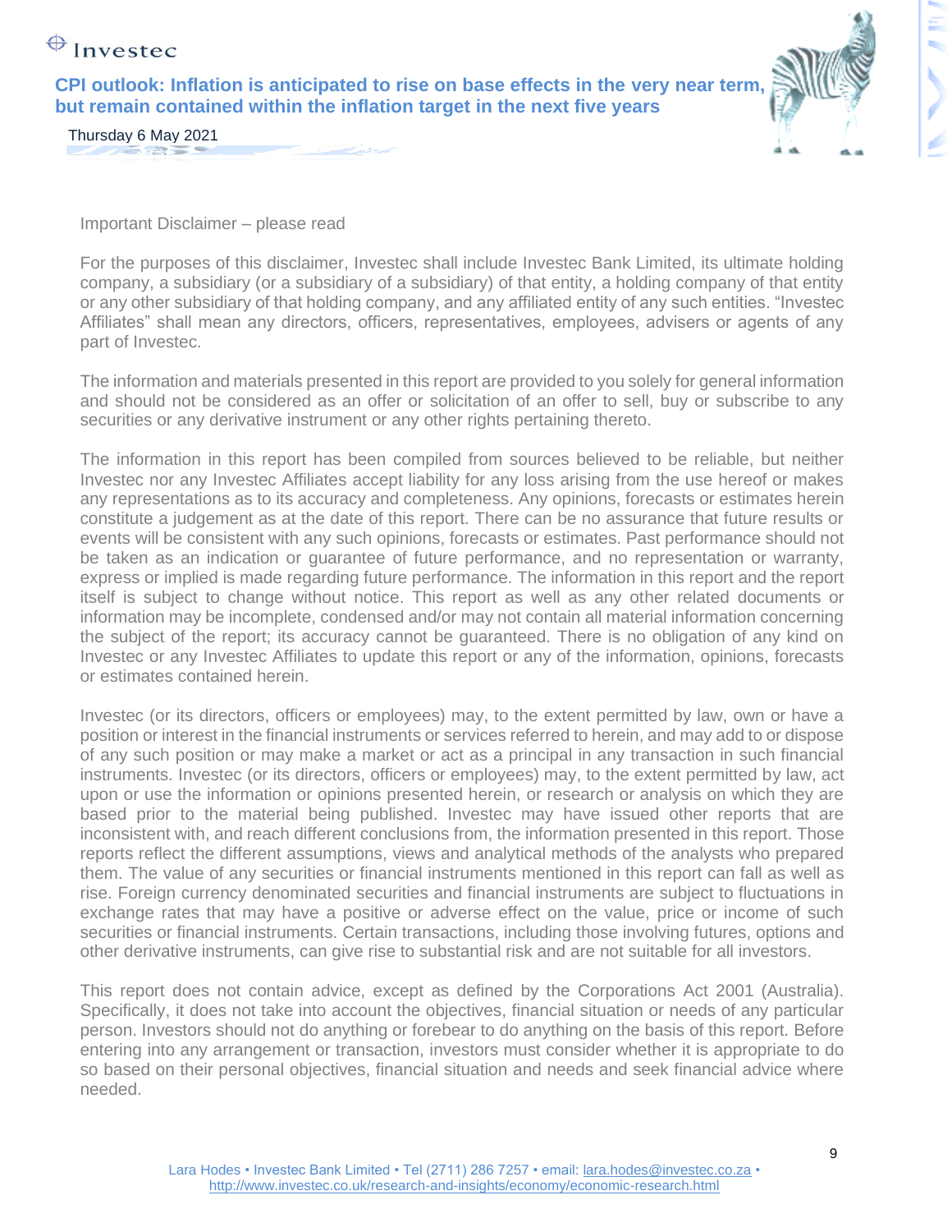Important Disclaimer – please read

For the purposes of this disclaimer, Investec shall include Investec Bank Limited, its ultimate holding company, a subsidiary (or a subsidiary of a subsidiary) of that entity, a holding company of that entity or any other subsidiary of that holding company, and any affiliated entity of any such entities. "Investec Affiliates" shall mean any directors, officers, representatives, employees, advisers or agents of any part of Investec.

The information and materials presented in this report are provided to you solely for general information and should not be considered as an offer or solicitation of an offer to sell, buy or subscribe to any securities or any derivative instrument or any other rights pertaining thereto.

The information in this report has been compiled from sources believed to be reliable, but neither Investec nor any Investec Affiliates accept liability for any loss arising from the use hereof or makes any representations as to its accuracy and completeness. Any opinions, forecasts or estimates herein constitute a judgement as at the date of this report. There can be no assurance that future results or events will be consistent with any such opinions, forecasts or estimates. Past performance should not be taken as an indication or guarantee of future performance, and no representation or warranty, express or implied is made regarding future performance. The information in this report and the report itself is subject to change without notice. This report as well as any other related documents or information may be incomplete, condensed and/or may not contain all material information concerning the subject of the report; its accuracy cannot be guaranteed. There is no obligation of any kind on Investec or any Investec Affiliates to update this report or any of the information, opinions, forecasts or estimates contained herein.

Investec (or its directors, officers or employees) may, to the extent permitted by law, own or have a position or interest in the financial instruments or services referred to herein, and may add to or dispose of any such position or may make a market or act as a principal in any transaction in such financial instruments. Investec (or its directors, officers or employees) may, to the extent permitted by law, act upon or use the information or opinions presented herein, or research or analysis on which they are based prior to the material being published. Investec may have issued other reports that are inconsistent with, and reach different conclusions from, the information presented in this report. Those reports reflect the different assumptions, views and analytical methods of the analysts who prepared them. The value of any securities or financial instruments mentioned in this report can fall as well as rise. Foreign currency denominated securities and financial instruments are subject to fluctuations in exchange rates that may have a positive or adverse effect on the value, price or income of such securities or financial instruments. Certain transactions, including those involving futures, options and other derivative instruments, can give rise to substantial risk and are not suitable for all investors.

This report does not contain advice, except as defined by the Corporations Act 2001 (Australia). Specifically, it does not take into account the objectives, financial situation or needs of any particular person. Investors should not do anything or forebear to do anything on the basis of this report. Before entering into any arrangement or transaction, investors must consider whether it is appropriate to do so based on their personal objectives, financial situation and needs and seek financial advice where needed.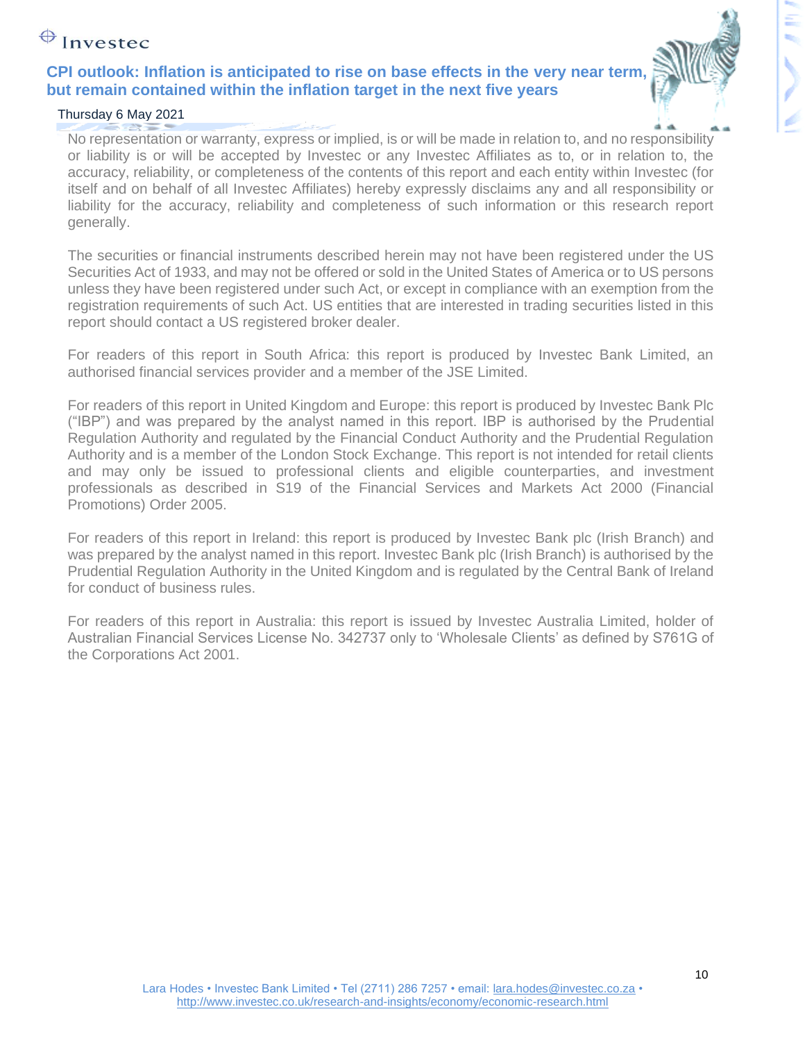No representation or warranty, express or implied, is or will be made in relation to, and no responsibility or liability is or will be accepted by Investec or any Investec Affiliates as to, or in relation to, the accuracy, reliability, or completeness of the contents of this report and each entity within Investec (for itself and on behalf of all Investec Affiliates) hereby expressly disclaims any and all responsibility or liability for the accuracy, reliability and completeness of such information or this research report generally.

The securities or financial instruments described herein may not have been registered under the US Securities Act of 1933, and may not be offered or sold in the United States of America or to US persons unless they have been registered under such Act, or except in compliance with an exemption from the registration requirements of such Act. US entities that are interested in trading securities listed in this report should contact a US registered broker dealer.

For readers of this report in South Africa: this report is produced by Investec Bank Limited, an authorised financial services provider and a member of the JSE Limited.

For readers of this report in United Kingdom and Europe: this report is produced by Investec Bank Plc ("IBP") and was prepared by the analyst named in this report. IBP is authorised by the Prudential Regulation Authority and regulated by the Financial Conduct Authority and the Prudential Regulation Authority and is a member of the London Stock Exchange. This report is not intended for retail clients and may only be issued to professional clients and eligible counterparties, and investment professionals as described in S19 of the Financial Services and Markets Act 2000 (Financial Promotions) Order 2005.

For readers of this report in Ireland: this report is produced by Investec Bank plc (Irish Branch) and was prepared by the analyst named in this report. Investec Bank plc (Irish Branch) is authorised by the Prudential Regulation Authority in the United Kingdom and is regulated by the Central Bank of Ireland for conduct of business rules.

For readers of this report in Australia: this report is issued by Investec Australia Limited, holder of Australian Financial Services License No. 342737 only to 'Wholesale Clients' as defined by S761G of the Corporations Act 2001.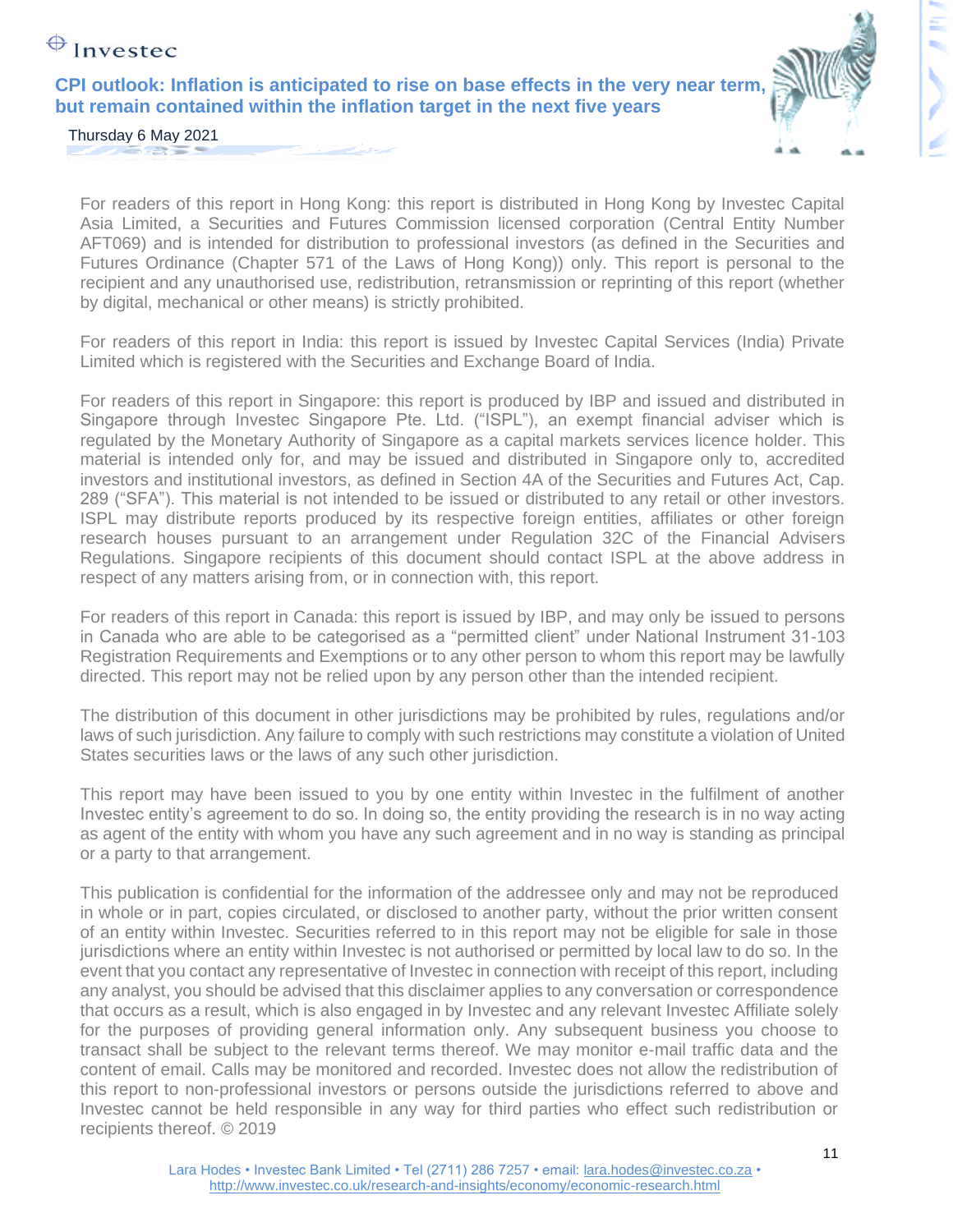For readers of this report in Hong Kong: this report is distributed in Hong Kong by Investec Capital Asia Limited, a Securities and Futures Commission licensed corporation (Central Entity Number AFT069) and is intended for distribution to professional investors (as defined in the Securities and Futures Ordinance (Chapter 571 of the Laws of Hong Kong)) only. This report is personal to the recipient and any unauthorised use, redistribution, retransmission or reprinting of this report (whether by digital, mechanical or other means) is strictly prohibited.

For readers of this report in India: this report is issued by Investec Capital Services (India) Private Limited which is registered with the Securities and Exchange Board of India.

For readers of this report in Singapore: this report is produced by IBP and issued and distributed in Singapore through Investec Singapore Pte. Ltd. ("ISPL"), an exempt financial adviser which is regulated by the Monetary Authority of Singapore as a capital markets services licence holder. This material is intended only for, and may be issued and distributed in Singapore only to, accredited investors and institutional investors, as defined in Section 4A of the Securities and Futures Act, Cap. 289 ("SFA"). This material is not intended to be issued or distributed to any retail or other investors. ISPL may distribute reports produced by its respective foreign entities, affiliates or other foreign research houses pursuant to an arrangement under Regulation 32C of the Financial Advisers Regulations. Singapore recipients of this document should contact ISPL at the above address in respect of any matters arising from, or in connection with, this report.

For readers of this report in Canada: this report is issued by IBP, and may only be issued to persons in Canada who are able to be categorised as a "permitted client" under National Instrument 31-103 Registration Requirements and Exemptions or to any other person to whom this report may be lawfully directed. This report may not be relied upon by any person other than the intended recipient.

The distribution of this document in other jurisdictions may be prohibited by rules, regulations and/or laws of such jurisdiction. Any failure to comply with such restrictions may constitute a violation of United States securities laws or the laws of any such other jurisdiction.

This report may have been issued to you by one entity within Investec in the fulfilment of another Investec entity's agreement to do so. In doing so, the entity providing the research is in no way acting as agent of the entity with whom you have any such agreement and in no way is standing as principal or a party to that arrangement.

This publication is confidential for the information of the addressee only and may not be reproduced in whole or in part, copies circulated, or disclosed to another party, without the prior written consent of an entity within Investec. Securities referred to in this report may not be eligible for sale in those jurisdictions where an entity within Investec is not authorised or permitted by local law to do so. In the event that you contact any representative of Investec in connection with receipt of this report, including any analyst, you should be advised that this disclaimer applies to any conversation or correspondence that occurs as a result, which is also engaged in by Investec and any relevant Investec Affiliate solely for the purposes of providing general information only. Any subsequent business you choose to transact shall be subject to the relevant terms thereof. We may monitor e-mail traffic data and the content of email. Calls may be monitored and recorded. Investec does not allow the redistribution of this report to non-professional investors or persons outside the jurisdictions referred to above and Investec cannot be held responsible in any way for third parties who effect such redistribution or recipients thereof. © 2019